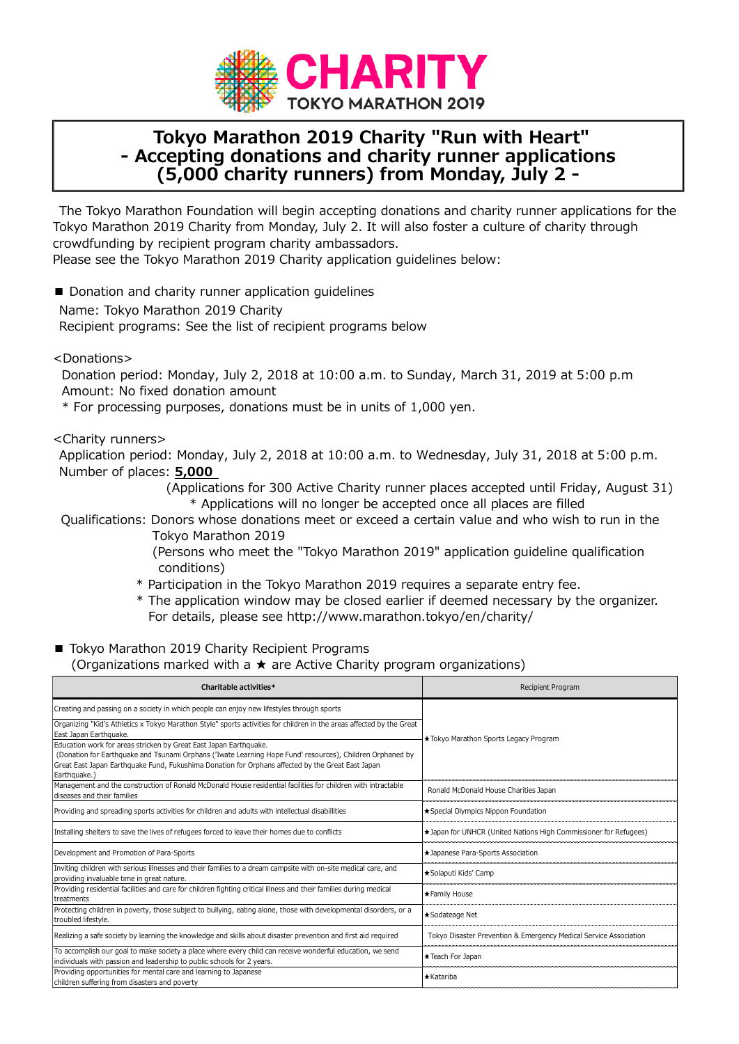CHARITY
TOKYO MARATHON 2019

# Tokyo Marathon 2019 Charity "Run with Heart" - Accepting donations and charity runner applications (5,000 charity runners) from Monday, July 2 -

The Tokyo Marathon Foundation will begin accepting donations and charity runner applications for the Tokyo Marathon 2019 Charity from Monday, July 2. It will also foster a culture of charity through crowdfunding by recipient program charity ambassadors.
Please see the Tokyo Marathon 2019 Charity application guidelines below:

■ Donation and charity runner application guidelines

Name: Tokyo Marathon 2019 Charity
Recipient programs: See the list of recipient programs below

<Donations>

Donation period: Monday, July 2, 2018 at 10:00 a.m. to Sunday, March 31, 2019 at 5:00 p.m
Amount: No fixed donation amount
* For processing purposes, donations must be in units of 1,000 yen.

<Charity runners>

Application period: Monday, July 2, 2018 at 10:00 a.m. to Wednesday, July 31, 2018 at 5:00 p.m.
Number of places: **5,000**
(Applications for 300 Active Charity runner places accepted until Friday, August 31)
* Applications will no longer be accepted once all places are filled

Qualifications: Donors whose donations meet or exceed a certain value and who wish to run in the Tokyo Marathon 2019
(Persons who meet the "Tokyo Marathon 2019" application guideline qualification conditions)
* Participation in the Tokyo Marathon 2019 requires a separate entry fee.
* The application window may be closed earlier if deemed necessary by the organizer.
For details, please see http://www.marathon.tokyo/en/charity/

■ Tokyo Marathon 2019 Charity Recipient Programs
(Organizations marked with a ★ are Active Charity program organizations)

| Charitable activities* | Recipient Program |
|---|---|
| Creating and passing on a society in which people can enjoy new lifestyles through sports<br>Organizing "Kid's Athletics x Tokyo Marathon Style" sports activities for children in the areas affected by the Great East Japan Earthquake.<br>Education work for areas stricken by Great East Japan Earthquake. (Donation for Earthquake and Tsunami Orphans ('Iwate Learning Hope Fund' resources), Children Orphaned by Great East Japan Earthquake Fund, Fukushima Donation for Orphans affected by the Great East Japan Earthquake.) | ★Tokyo Marathon Sports Legacy Program |
| Management and the construction of Ronald McDonald House residential facilities for children with intractable diseases and their families | Ronald McDonald House Charities Japan |
| Providing and spreading sports activities for children and adults with intellectual disabillities | ★Special Olympics Nippon Foundation |
| Installing shelters to save the lives of refugees forced to leave their homes due to conflicts | ★Japan for UNHCR (United Nations High Commissioner for Refugees) |
| Development and Promotion of Para-Sports | ★Japanese Para-Sports Association |
| Inviting children with serious illnesses and their families to a dream campsite with on-site medical care, and providing invaluable time in great nature. | ★Solaputi Kids' Camp |
| Providing residential facilities and care for children fighting critical illness and their families during medical treatments | ★Family House |
| Protecting children in poverty, those subject to bullying, eating alone, those with developmental disorders, or a troubled lifestyle. | ★Sodateage Net |
| Realizing a safe society by learning the knowledge and skills about disaster prevention and first aid required | Tokyo Disaster Prevention & Emergency Medical Service Association |
| To accomplish our goal to make society a place where every child can receive wonderful education, we send individuals with passion and leadership to public schools for 2 years. | ★Teach For Japan |
| Providing opportunities for mental care and learning to Japanese children suffering from disasters and poverty | ★Katariba |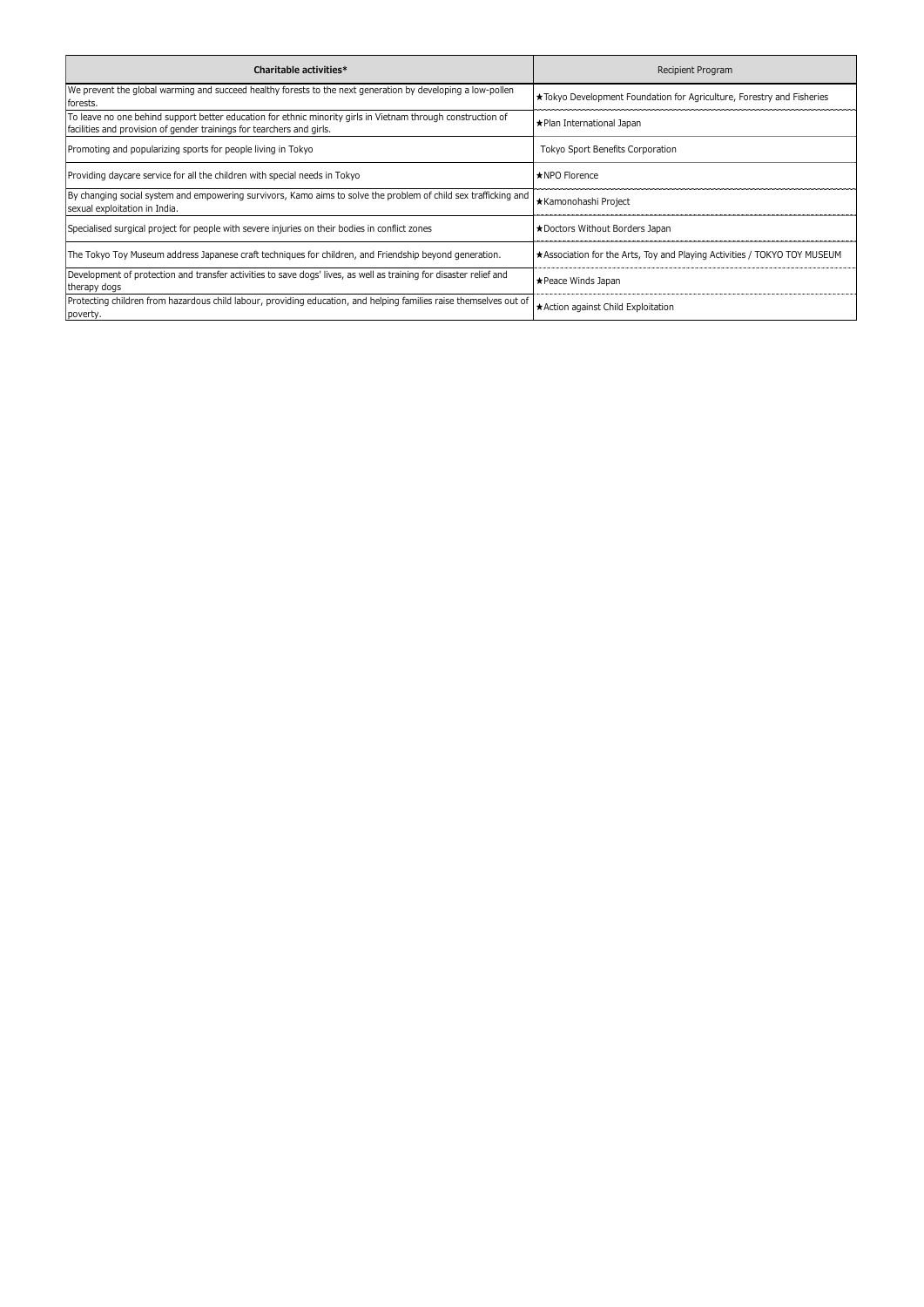| Charitable activities* | Recipient Program |
|---|---|
| We prevent the global warming and succeed healthy forests to the next generation by developing a low-pollen forests. | ★Tokyo Development Foundation for Agriculture, Forestry and Fisheries |
| To leave no one behind support better education for ethnic minority girls in Vietnam through construction of facilities and provision of gender trainings for tearchers and girls. | ★Plan International Japan |
| Promoting and popularizing sports for people living in Tokyo | Tokyo Sport Benefits Corporation |
| Providing daycare service for all the children with special needs in Tokyo | ★NPO Florence |
| By changing social system and empowering survivors, Kamo aims to solve the problem of child sex trafficking and sexual exploitation in India. | ★Kamonohashi Project |
| Specialised surgical project for people with severe injuries on their bodies in conflict zones | ★Doctors Without Borders Japan |
| The Tokyo Toy Museum address Japanese craft techniques for children, and Friendship beyond generation. | ★Association for the Arts, Toy and Playing Activities / TOKYO TOY MUSEUM |
| Development of protection and transfer activities to save dogs' lives, as well as training for disaster relief and therapy dogs | ★Peace Winds Japan |
| Protecting children from hazardous child labour, providing education, and helping families raise themselves out of poverty. | ★Action against Child Exploitation |